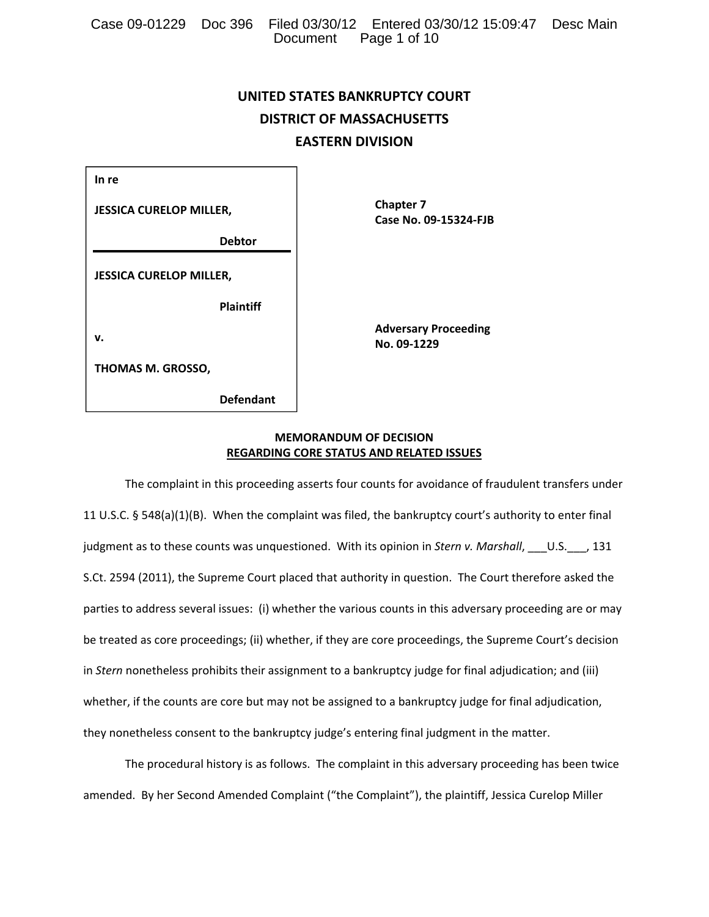**UNITED STATES BANKRUPTCY COURT**
**DISTRICT OF MASSACHUSETTS**
**EASTERN DIVISION**

| | |
|---|---|
| **In re**<br><br>**JESSICA CURELOP MILLER,**<br><br>**Debtor** | **Chapter 7**<br>**Case No. 09-15324-FJB** |
| **JESSICA CURELOP MILLER,**<br><br>**Plaintiff**<br><br>**v.**<br><br>**THOMAS M. GROSSO,**<br><br>**Defendant** | **Adversary Proceeding**<br>**No. 09-1229** |

**MEMORANDUM OF DECISION**
**REGARDING CORE STATUS AND RELATED ISSUES**

The complaint in this proceeding asserts four counts for avoidance of fraudulent transfers under 11 U.S.C. § 548(a)(1)(B). When the complaint was filed, the bankruptcy court's authority to enter final judgment as to these counts was unquestioned. With its opinion in *Stern v. Marshall*, ___U.S.___, 131 S.Ct. 2594 (2011), the Supreme Court placed that authority in question. The Court therefore asked the parties to address several issues: (i) whether the various counts in this adversary proceeding are or may be treated as core proceedings; (ii) whether, if they are core proceedings, the Supreme Court's decision in *Stern* nonetheless prohibits their assignment to a bankruptcy judge for final adjudication; and (iii) whether, if the counts are core but may not be assigned to a bankruptcy judge for final adjudication, they nonetheless consent to the bankruptcy judge's entering final judgment in the matter.

The procedural history is as follows. The complaint in this adversary proceeding has been twice amended. By her Second Amended Complaint ("the Complaint"), the plaintiff, Jessica Curelop Miller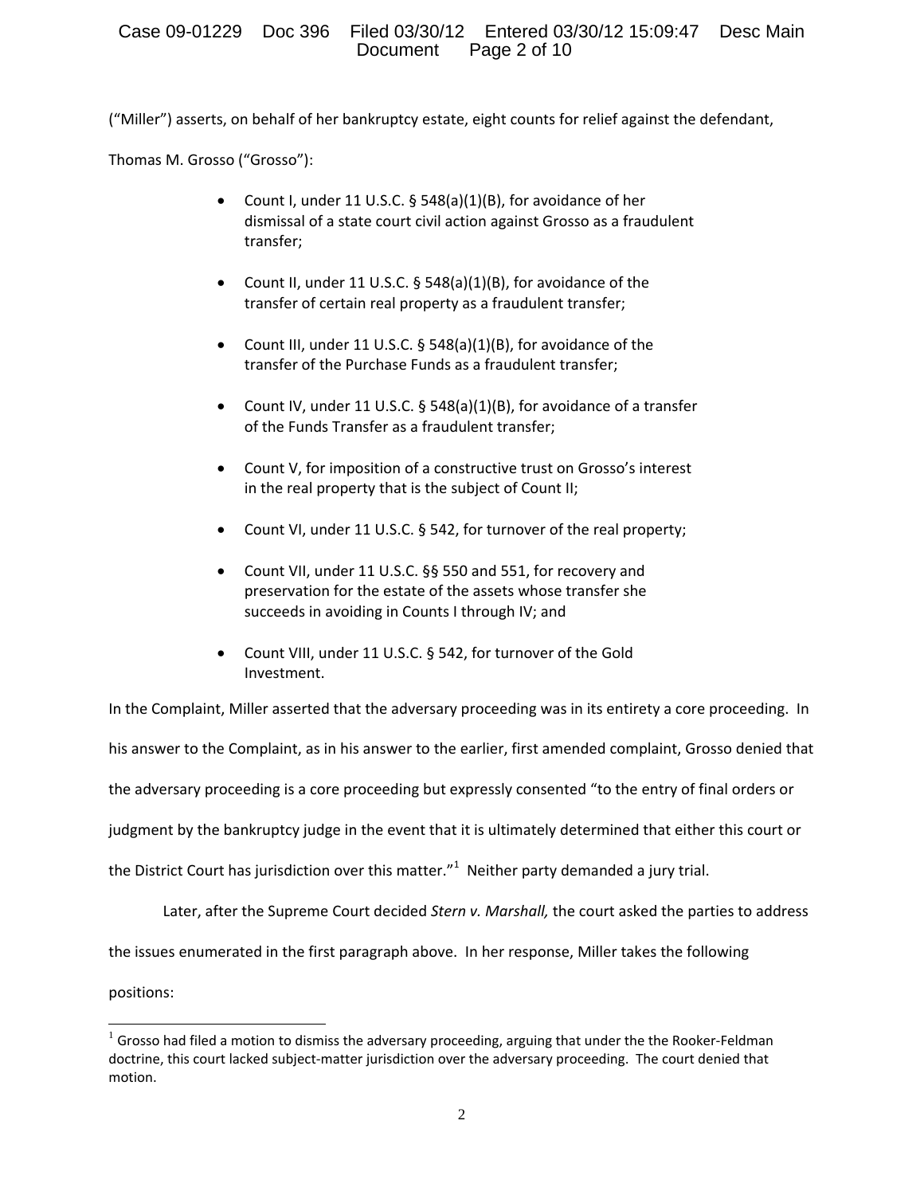("Miller") asserts, on behalf of her bankruptcy estate, eight counts for relief against the defendant, Thomas M. Grosso ("Grosso"):

- Count I, under 11 U.S.C. § 548(a)(1)(B), for avoidance of her dismissal of a state court civil action against Grosso as a fraudulent transfer;
- Count II, under 11 U.S.C. § 548(a)(1)(B), for avoidance of the transfer of certain real property as a fraudulent transfer;
- Count III, under 11 U.S.C. § 548(a)(1)(B), for avoidance of the transfer of the Purchase Funds as a fraudulent transfer;
- Count IV, under 11 U.S.C. § 548(a)(1)(B), for avoidance of a transfer of the Funds Transfer as a fraudulent transfer;
- Count V, for imposition of a constructive trust on Grosso's interest in the real property that is the subject of Count II;
- Count VI, under 11 U.S.C. § 542, for turnover of the real property;
- Count VII, under 11 U.S.C. §§ 550 and 551, for recovery and preservation for the estate of the assets whose transfer she succeeds in avoiding in Counts I through IV; and
- Count VIII, under 11 U.S.C. § 542, for turnover of the Gold Investment.

In the Complaint, Miller asserted that the adversary proceeding was in its entirety a core proceeding. In his answer to the Complaint, as in his answer to the earlier, first amended complaint, Grosso denied that the adversary proceeding is a core proceeding but expressly consented "to the entry of final orders or judgment by the bankruptcy judge in the event that it is ultimately determined that either this court or the District Court has jurisdiction over this matter."[1] Neither party demanded a jury trial.

Later, after the Supreme Court decided *Stern v. Marshall,* the court asked the parties to address the issues enumerated in the first paragraph above. In her response, Miller takes the following positions:

[1] Grosso had filed a motion to dismiss the adversary proceeding, arguing that under the the Rooker-Feldman doctrine, this court lacked subject-matter jurisdiction over the adversary proceeding. The court denied that motion.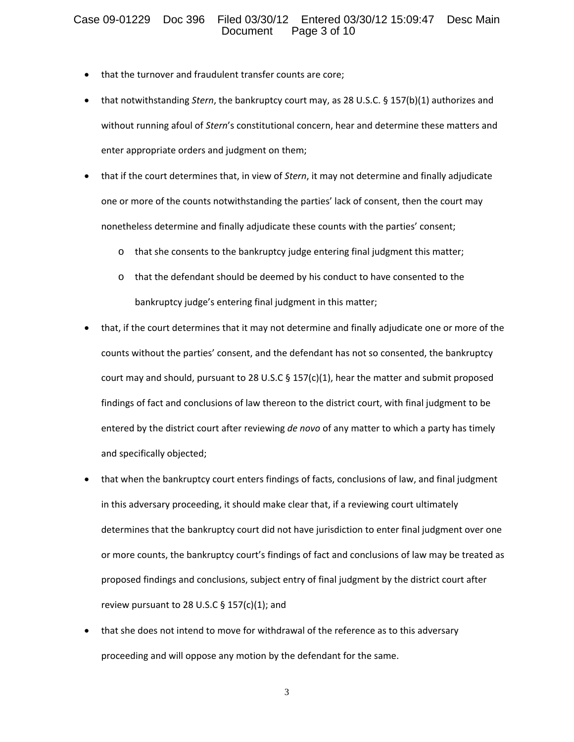- that the turnover and fraudulent transfer counts are core;
- that notwithstanding *Stern*, the bankruptcy court may, as 28 U.S.C. § 157(b)(1) authorizes and without running afoul of *Stern*'s constitutional concern, hear and determine these matters and enter appropriate orders and judgment on them;
- that if the court determines that, in view of *Stern*, it may not determine and finally adjudicate one or more of the counts notwithstanding the parties' lack of consent, then the court may nonetheless determine and finally adjudicate these counts with the parties' consent;
  - that she consents to the bankruptcy judge entering final judgment this matter;
  - that the defendant should be deemed by his conduct to have consented to the bankruptcy judge's entering final judgment in this matter;
- that, if the court determines that it may not determine and finally adjudicate one or more of the counts without the parties' consent, and the defendant has not so consented, the bankruptcy court may and should, pursuant to 28 U.S.C § 157(c)(1), hear the matter and submit proposed findings of fact and conclusions of law thereon to the district court, with final judgment to be entered by the district court after reviewing *de novo* of any matter to which a party has timely and specifically objected;
- that when the bankruptcy court enters findings of facts, conclusions of law, and final judgment in this adversary proceeding, it should make clear that, if a reviewing court ultimately determines that the bankruptcy court did not have jurisdiction to enter final judgment over one or more counts, the bankruptcy court's findings of fact and conclusions of law may be treated as proposed findings and conclusions, subject entry of final judgment by the district court after review pursuant to 28 U.S.C § 157(c)(1); and
- that she does not intend to move for withdrawal of the reference as to this adversary proceeding and will oppose any motion by the defendant for the same.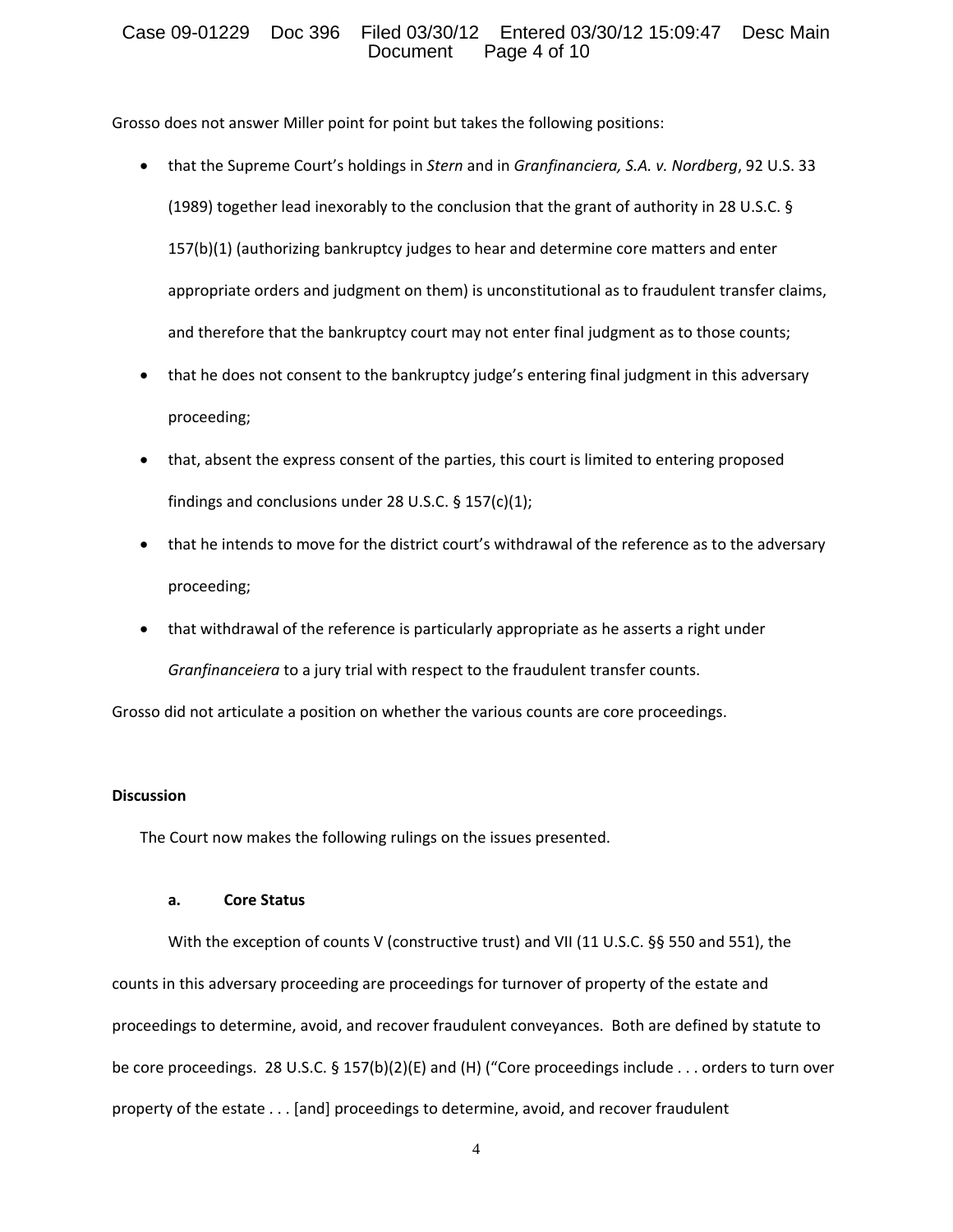Grosso does not answer Miller point for point but takes the following positions:

- that the Supreme Court's holdings in *Stern* and in *Granfinanciera, S.A. v. Nordberg*, 92 U.S. 33 (1989) together lead inexorably to the conclusion that the grant of authority in 28 U.S.C. § 157(b)(1) (authorizing bankruptcy judges to hear and determine core matters and enter appropriate orders and judgment on them) is unconstitutional as to fraudulent transfer claims, and therefore that the bankruptcy court may not enter final judgment as to those counts;
- that he does not consent to the bankruptcy judge's entering final judgment in this adversary proceeding;
- that, absent the express consent of the parties, this court is limited to entering proposed findings and conclusions under 28 U.S.C. § 157(c)(1);
- that he intends to move for the district court's withdrawal of the reference as to the adversary proceeding;
- that withdrawal of the reference is particularly appropriate as he asserts a right under *Granfinanceiera* to a jury trial with respect to the fraudulent transfer counts.

Grosso did not articulate a position on whether the various counts are core proceedings.

**Discussion**

The Court now makes the following rulings on the issues presented.

**a. Core Status**

With the exception of counts V (constructive trust) and VII (11 U.S.C. §§ 550 and 551), the counts in this adversary proceeding are proceedings for turnover of property of the estate and proceedings to determine, avoid, and recover fraudulent conveyances. Both are defined by statute to be core proceedings. 28 U.S.C. § 157(b)(2)(E) and (H) ("Core proceedings include . . . orders to turn over property of the estate . . . [and] proceedings to determine, avoid, and recover fraudulent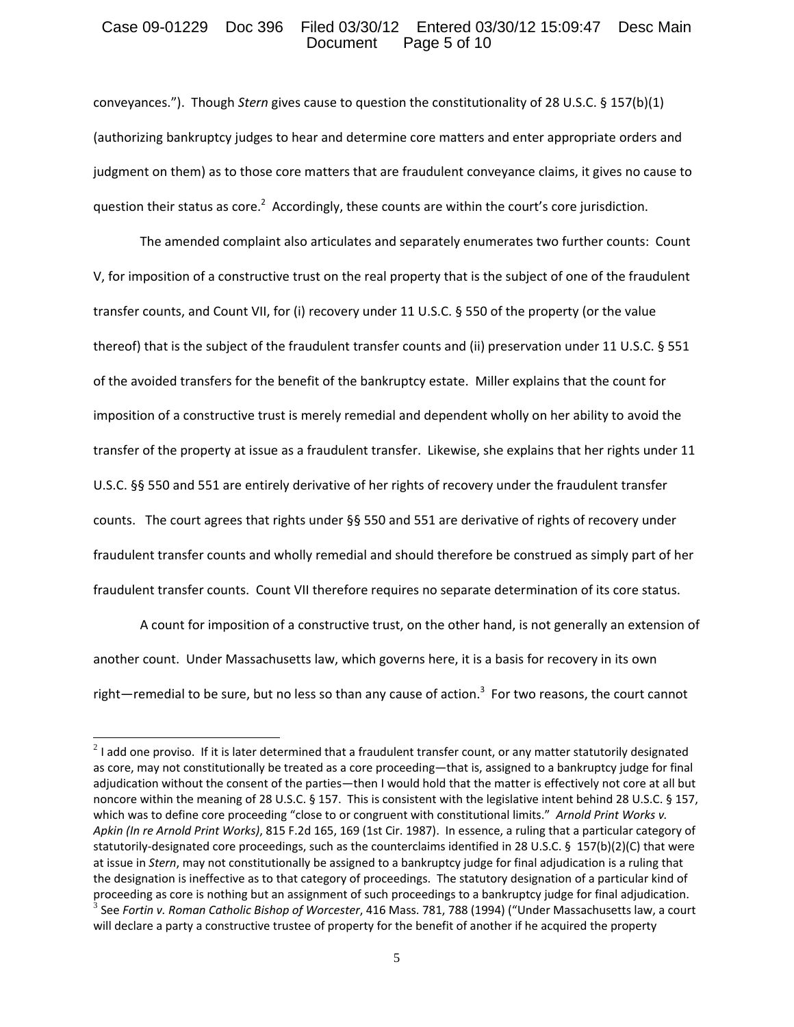conveyances."). Though *Stern* gives cause to question the constitutionality of 28 U.S.C. § 157(b)(1) (authorizing bankruptcy judges to hear and determine core matters and enter appropriate orders and judgment on them) as to those core matters that are fraudulent conveyance claims, it gives no cause to question their status as core.[2] Accordingly, these counts are within the court's core jurisdiction.

The amended complaint also articulates and separately enumerates two further counts: Count V, for imposition of a constructive trust on the real property that is the subject of one of the fraudulent transfer counts, and Count VII, for (i) recovery under 11 U.S.C. § 550 of the property (or the value thereof) that is the subject of the fraudulent transfer counts and (ii) preservation under 11 U.S.C. § 551 of the avoided transfers for the benefit of the bankruptcy estate. Miller explains that the count for imposition of a constructive trust is merely remedial and dependent wholly on her ability to avoid the transfer of the property at issue as a fraudulent transfer. Likewise, she explains that her rights under 11 U.S.C. §§ 550 and 551 are entirely derivative of her rights of recovery under the fraudulent transfer counts. The court agrees that rights under §§ 550 and 551 are derivative of rights of recovery under fraudulent transfer counts and wholly remedial and should therefore be construed as simply part of her fraudulent transfer counts. Count VII therefore requires no separate determination of its core status.

A count for imposition of a constructive trust, on the other hand, is not generally an extension of another count. Under Massachusetts law, which governs here, it is a basis for recovery in its own right—remedial to be sure, but no less so than any cause of action.[3] For two reasons, the court cannot

---

[2] I add one proviso. If it is later determined that a fraudulent transfer count, or any matter statutorily designated as core, may not constitutionally be treated as a core proceeding—that is, assigned to a bankruptcy judge for final adjudication without the consent of the parties—then I would hold that the matter is effectively not core at all but noncore within the meaning of 28 U.S.C. § 157. This is consistent with the legislative intent behind 28 U.S.C. § 157, which was to define core proceeding "close to or congruent with constitutional limits." *Arnold Print Works v. Apkin (In re Arnold Print Works)*, 815 F.2d 165, 169 (1st Cir. 1987). In essence, a ruling that a particular category of statutorily-designated core proceedings, such as the counterclaims identified in 28 U.S.C. § 157(b)(2)(C) that were at issue in *Stern*, may not constitutionally be assigned to a bankruptcy judge for final adjudication is a ruling that the designation is ineffective as to that category of proceedings. The statutory designation of a particular kind of proceeding as core is nothing but an assignment of such proceedings to a bankruptcy judge for final adjudication.

[3] See *Fortin v. Roman Catholic Bishop of Worcester*, 416 Mass. 781, 788 (1994) ("Under Massachusetts law, a court will declare a party a constructive trustee of property for the benefit of another if he acquired the property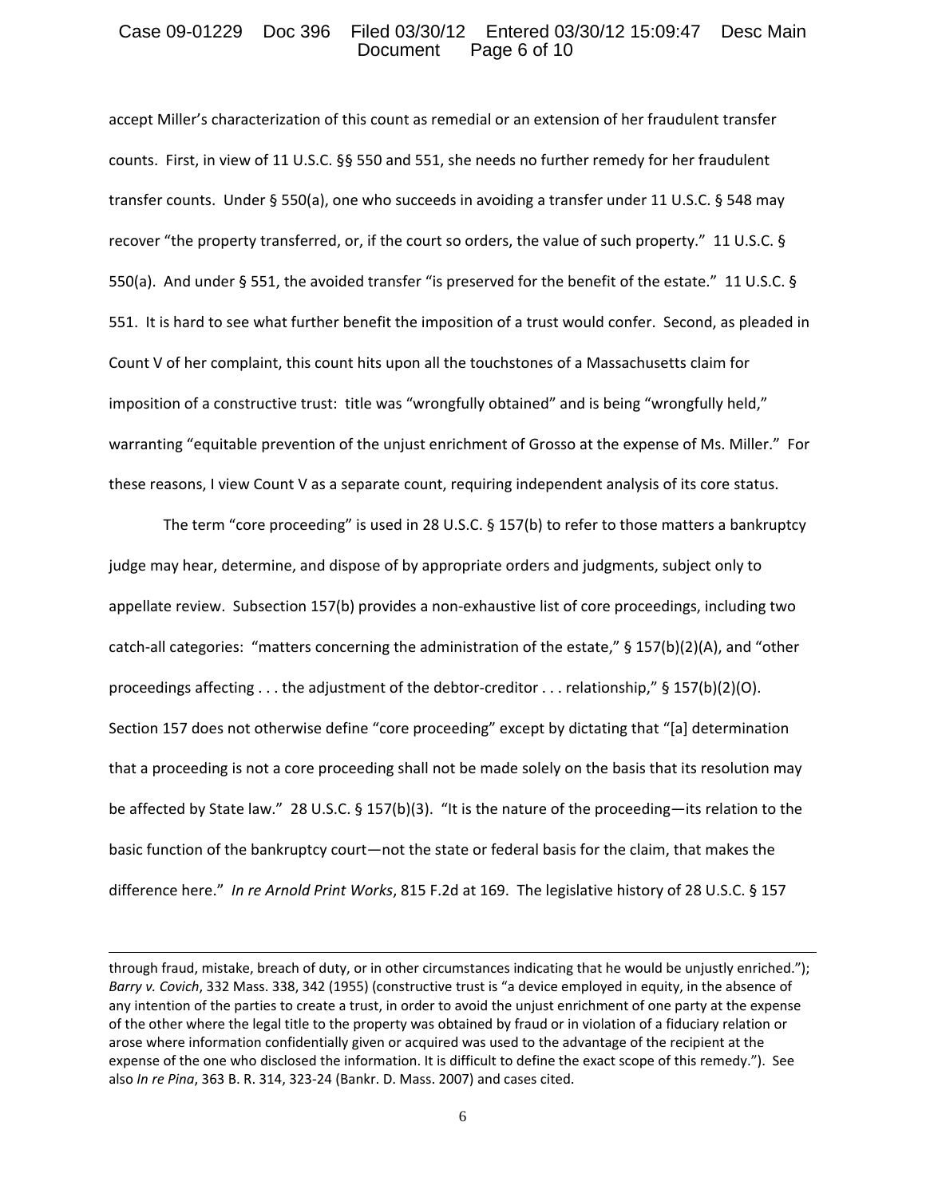accept Miller's characterization of this count as remedial or an extension of her fraudulent transfer counts. First, in view of 11 U.S.C. §§ 550 and 551, she needs no further remedy for her fraudulent transfer counts. Under § 550(a), one who succeeds in avoiding a transfer under 11 U.S.C. § 548 may recover "the property transferred, or, if the court so orders, the value of such property." 11 U.S.C. § 550(a). And under § 551, the avoided transfer "is preserved for the benefit of the estate." 11 U.S.C. § 551. It is hard to see what further benefit the imposition of a trust would confer. Second, as pleaded in Count V of her complaint, this count hits upon all the touchstones of a Massachusetts claim for imposition of a constructive trust: title was "wrongfully obtained" and is being "wrongfully held," warranting "equitable prevention of the unjust enrichment of Grosso at the expense of Ms. Miller." For these reasons, I view Count V as a separate count, requiring independent analysis of its core status.

The term "core proceeding" is used in 28 U.S.C. § 157(b) to refer to those matters a bankruptcy judge may hear, determine, and dispose of by appropriate orders and judgments, subject only to appellate review. Subsection 157(b) provides a non-exhaustive list of core proceedings, including two catch-all categories: "matters concerning the administration of the estate," § 157(b)(2)(A), and "other proceedings affecting . . . the adjustment of the debtor-creditor . . . relationship," § 157(b)(2)(O). Section 157 does not otherwise define "core proceeding" except by dictating that "[a] determination that a proceeding is not a core proceeding shall not be made solely on the basis that its resolution may be affected by State law." 28 U.S.C. § 157(b)(3). "It is the nature of the proceeding—its relation to the basic function of the bankruptcy court—not the state or federal basis for the claim, that makes the difference here." *In re Arnold Print Works*, 815 F.2d at 169. The legislative history of 28 U.S.C. § 157

---

through fraud, mistake, breach of duty, or in other circumstances indicating that he would be unjustly enriched."); *Barry v. Covich*, 332 Mass. 338, 342 (1955) (constructive trust is "a device employed in equity, in the absence of any intention of the parties to create a trust, in order to avoid the unjust enrichment of one party at the expense of the other where the legal title to the property was obtained by fraud or in violation of a fiduciary relation or arose where information confidentially given or acquired was used to the advantage of the recipient at the expense of the one who disclosed the information. It is difficult to define the exact scope of this remedy."). See also *In re Pina*, 363 B. R. 314, 323-24 (Bankr. D. Mass. 2007) and cases cited.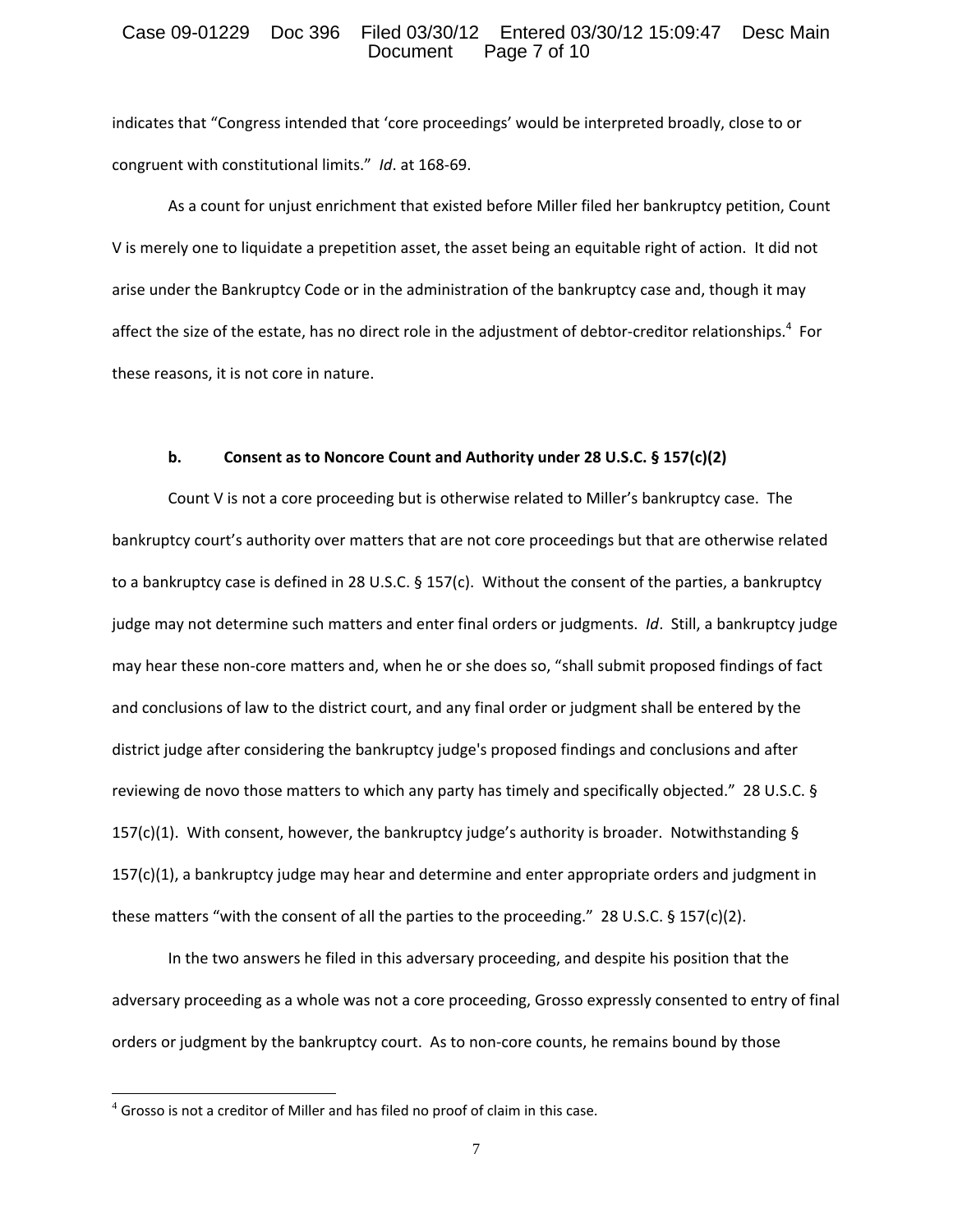indicates that "Congress intended that 'core proceedings' would be interpreted broadly, close to or congruent with constitutional limits." *Id*. at 168-69.

As a count for unjust enrichment that existed before Miller filed her bankruptcy petition, Count V is merely one to liquidate a prepetition asset, the asset being an equitable right of action. It did not arise under the Bankruptcy Code or in the administration of the bankruptcy case and, though it may affect the size of the estate, has no direct role in the adjustment of debtor-creditor relationships.[4] For these reasons, it is not core in nature.

**b. Consent as to Noncore Count and Authority under 28 U.S.C. § 157(c)(2)**

Count V is not a core proceeding but is otherwise related to Miller's bankruptcy case. The bankruptcy court's authority over matters that are not core proceedings but that are otherwise related to a bankruptcy case is defined in 28 U.S.C. § 157(c). Without the consent of the parties, a bankruptcy judge may not determine such matters and enter final orders or judgments. *Id*. Still, a bankruptcy judge may hear these non-core matters and, when he or she does so, "shall submit proposed findings of fact and conclusions of law to the district court, and any final order or judgment shall be entered by the district judge after considering the bankruptcy judge's proposed findings and conclusions and after reviewing de novo those matters to which any party has timely and specifically objected." 28 U.S.C. § 157(c)(1). With consent, however, the bankruptcy judge's authority is broader. Notwithstanding § 157(c)(1), a bankruptcy judge may hear and determine and enter appropriate orders and judgment in these matters "with the consent of all the parties to the proceeding." 28 U.S.C. § 157(c)(2).

In the two answers he filed in this adversary proceeding, and despite his position that the adversary proceeding as a whole was not a core proceeding, Grosso expressly consented to entry of final orders or judgment by the bankruptcy court. As to non-core counts, he remains bound by those

[4] Grosso is not a creditor of Miller and has filed no proof of claim in this case.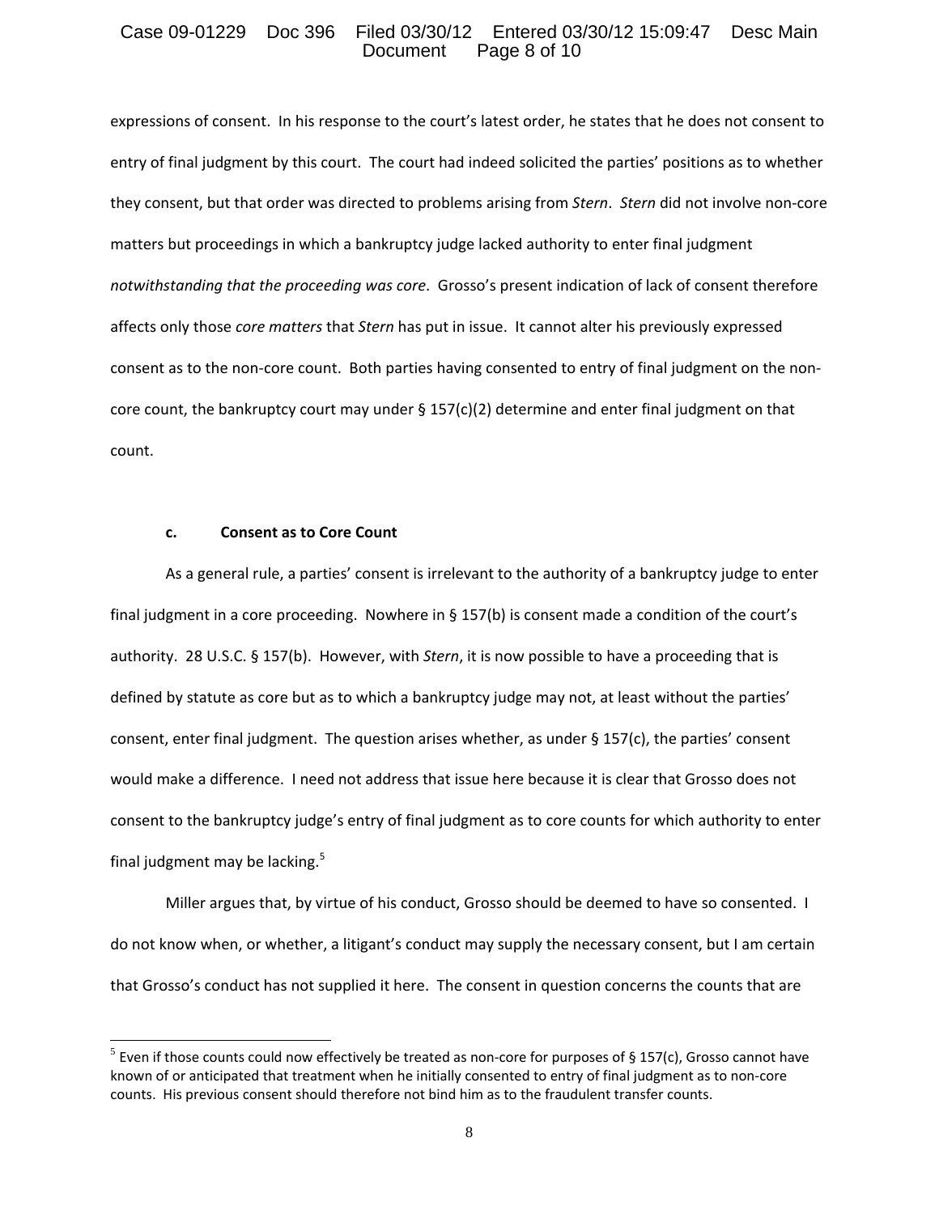expressions of consent. In his response to the court's latest order, he states that he does not consent to entry of final judgment by this court. The court had indeed solicited the parties' positions as to whether they consent, but that order was directed to problems arising from *Stern*. *Stern* did not involve non-core matters but proceedings in which a bankruptcy judge lacked authority to enter final judgment *notwithstanding that the proceeding was core*. Grosso's present indication of lack of consent therefore affects only those *core matters* that *Stern* has put in issue. It cannot alter his previously expressed consent as to the non-core count. Both parties having consented to entry of final judgment on the non-core count, the bankruptcy court may under § 157(c)(2) determine and enter final judgment on that count.

**c. Consent as to Core Count**

As a general rule, a parties' consent is irrelevant to the authority of a bankruptcy judge to enter final judgment in a core proceeding. Nowhere in § 157(b) is consent made a condition of the court's authority. 28 U.S.C. § 157(b). However, with *Stern*, it is now possible to have a proceeding that is defined by statute as core but as to which a bankruptcy judge may not, at least without the parties' consent, enter final judgment. The question arises whether, as under § 157(c), the parties' consent would make a difference. I need not address that issue here because it is clear that Grosso does not consent to the bankruptcy judge's entry of final judgment as to core counts for which authority to enter final judgment may be lacking.[5]

Miller argues that, by virtue of his conduct, Grosso should be deemed to have so consented. I do not know when, or whether, a litigant's conduct may supply the necessary consent, but I am certain that Grosso's conduct has not supplied it here. The consent in question concerns the counts that are

[5] Even if those counts could now effectively be treated as non-core for purposes of § 157(c), Grosso cannot have known of or anticipated that treatment when he initially consented to entry of final judgment as to non-core counts. His previous consent should therefore not bind him as to the fraudulent transfer counts.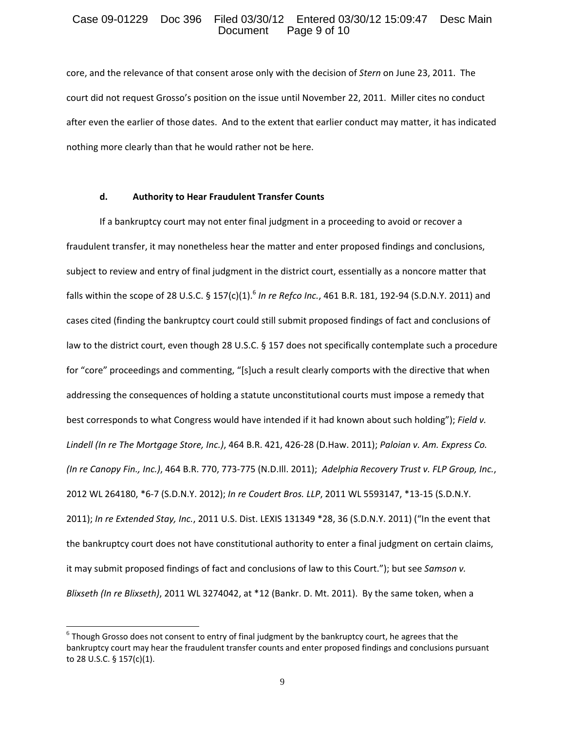core, and the relevance of that consent arose only with the decision of *Stern* on June 23, 2011. The court did not request Grosso's position on the issue until November 22, 2011. Miller cites no conduct after even the earlier of those dates. And to the extent that earlier conduct may matter, it has indicated nothing more clearly than that he would rather not be here.

**d. Authority to Hear Fraudulent Transfer Counts**

If a bankruptcy court may not enter final judgment in a proceeding to avoid or recover a fraudulent transfer, it may nonetheless hear the matter and enter proposed findings and conclusions, subject to review and entry of final judgment in the district court, essentially as a noncore matter that falls within the scope of 28 U.S.C. § 157(c)(1).[6] *In re Refco Inc.*, 461 B.R. 181, 192-94 (S.D.N.Y. 2011) and cases cited (finding the bankruptcy court could still submit proposed findings of fact and conclusions of law to the district court, even though 28 U.S.C. § 157 does not specifically contemplate such a procedure for "core" proceedings and commenting, "[s]uch a result clearly comports with the directive that when addressing the consequences of holding a statute unconstitutional courts must impose a remedy that best corresponds to what Congress would have intended if it had known about such holding"); *Field v. Lindell (In re The Mortgage Store, Inc.)*, 464 B.R. 421, 426-28 (D.Haw. 2011); *Paloian v. Am. Express Co. (In re Canopy Fin., Inc.)*, 464 B.R. 770, 773-775 (N.D.Ill. 2011); *Adelphia Recovery Trust v. FLP Group, Inc.*, 2012 WL 264180, *6-7 (S.D.N.Y. 2012); *In re Coudert Bros. LLP*, 2011 WL 5593147, *13-15 (S.D.N.Y. 2011); *In re Extended Stay, Inc.*, 2011 U.S. Dist. LEXIS 131349 *28, 36 (S.D.N.Y. 2011) ("In the event that the bankruptcy court does not have constitutional authority to enter a final judgment on certain claims, it may submit proposed findings of fact and conclusions of law to this Court."); but see *Samson v. Blixseth (In re Blixseth)*, 2011 WL 3274042, at *12 (Bankr. D. Mt. 2011). By the same token, when a

---

[6] Though Grosso does not consent to entry of final judgment by the bankruptcy court, he agrees that the bankruptcy court may hear the fraudulent transfer counts and enter proposed findings and conclusions pursuant to 28 U.S.C. § 157(c)(1).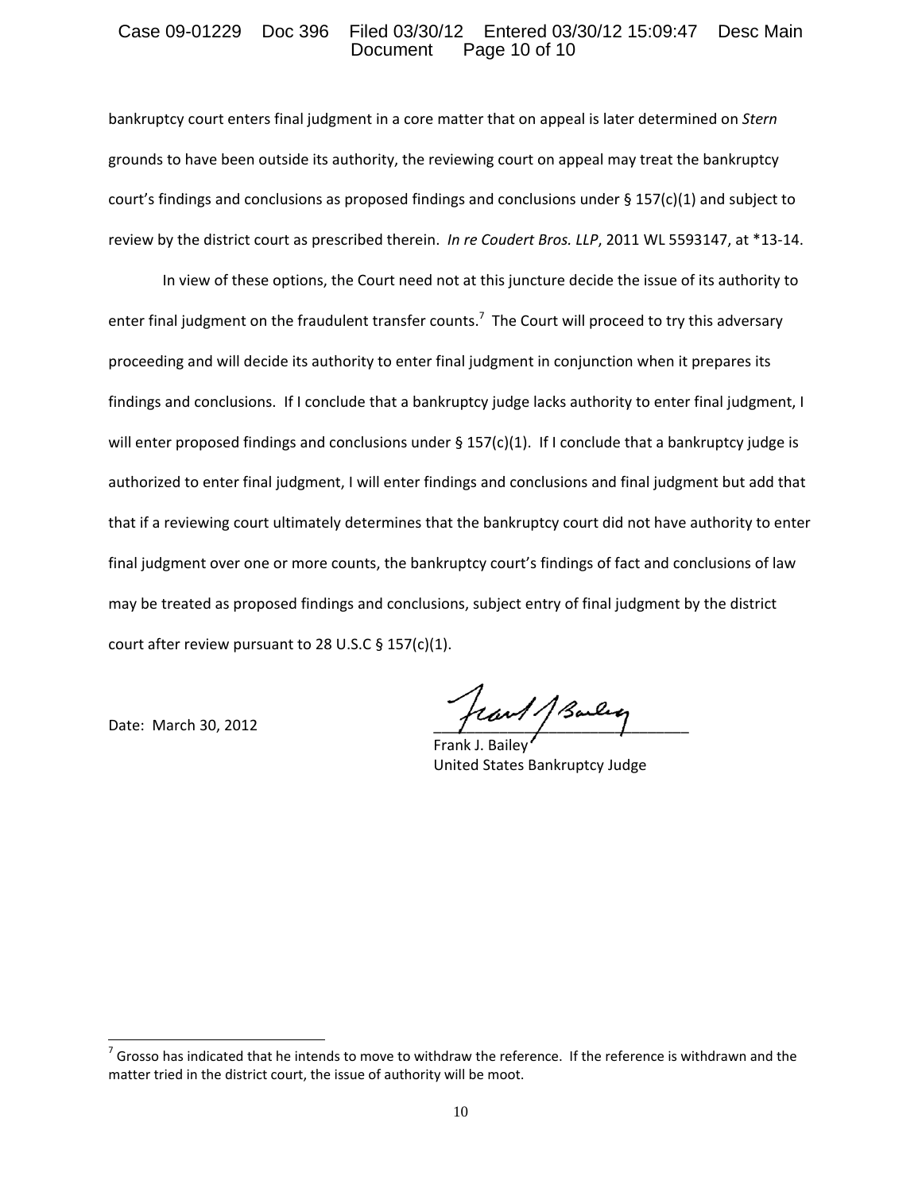bankruptcy court enters final judgment in a core matter that on appeal is later determined on *Stern* grounds to have been outside its authority, the reviewing court on appeal may treat the bankruptcy court's findings and conclusions as proposed findings and conclusions under § 157(c)(1) and subject to review by the district court as prescribed therein. *In re Coudert Bros. LLP*, 2011 WL 5593147, at *13-14.

In view of these options, the Court need not at this juncture decide the issue of its authority to enter final judgment on the fraudulent transfer counts.[7] The Court will proceed to try this adversary proceeding and will decide its authority to enter final judgment in conjunction when it prepares its findings and conclusions. If I conclude that a bankruptcy judge lacks authority to enter final judgment, I will enter proposed findings and conclusions under § 157(c)(1). If I conclude that a bankruptcy judge is authorized to enter final judgment, I will enter findings and conclusions and final judgment but add that that if a reviewing court ultimately determines that the bankruptcy court did not have authority to enter final judgment over one or more counts, the bankruptcy court's findings of fact and conclusions of law may be treated as proposed findings and conclusions, subject entry of final judgment by the district court after review pursuant to 28 U.S.C § 157(c)(1).

Date: March 30, 2012

Frank J. Bailey
United States Bankruptcy Judge

[7] Grosso has indicated that he intends to move to withdraw the reference. If the reference is withdrawn and the matter tried in the district court, the issue of authority will be moot.